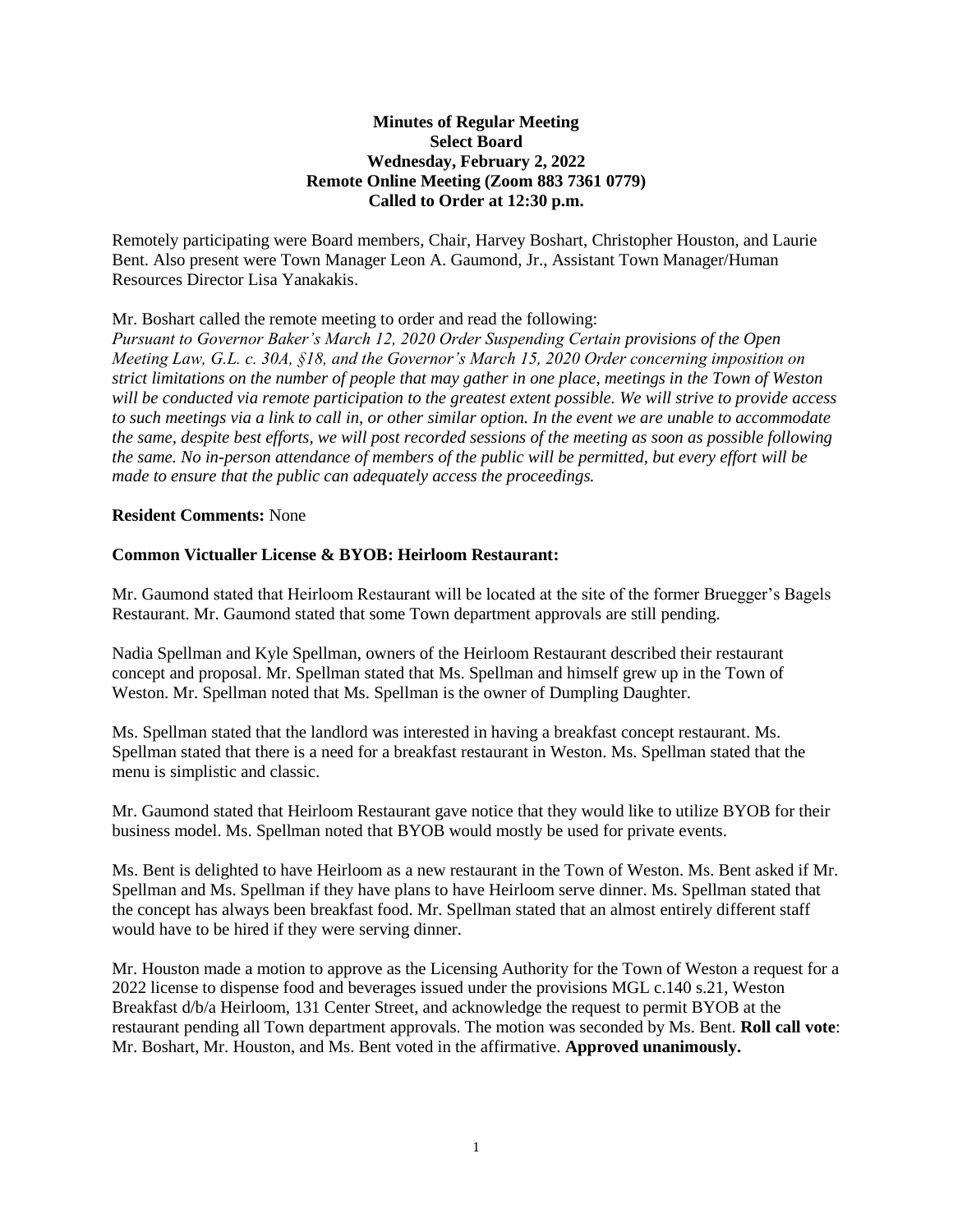**Minutes of Regular Meeting**
**Select Board**
**Wednesday, February 2, 2022**
**Remote Online Meeting (Zoom 883 7361 0779)**
**Called to Order at 12:30 p.m.**

Remotely participating were Board members, Chair, Harvey Boshart, Christopher Houston, and Laurie Bent. Also present were Town Manager Leon A. Gaumond, Jr., Assistant Town Manager/Human Resources Director Lisa Yanakakis.

Mr. Boshart called the remote meeting to order and read the following:
*Pursuant to Governor Baker's March 12, 2020 Order Suspending Certain provisions of the Open Meeting Law, G.L. c. 30A, §18, and the Governor's March 15, 2020 Order concerning imposition on strict limitations on the number of people that may gather in one place, meetings in the Town of Weston will be conducted via remote participation to the greatest extent possible. We will strive to provide access to such meetings via a link to call in, or other similar option. In the event we are unable to accommodate the same, despite best efforts, we will post recorded sessions of the meeting as soon as possible following the same. No in-person attendance of members of the public will be permitted, but every effort will be made to ensure that the public can adequately access the proceedings.*

**Resident Comments:** None

**Common Victualler License & BYOB: Heirloom Restaurant:**

Mr. Gaumond stated that Heirloom Restaurant will be located at the site of the former Bruegger's Bagels Restaurant. Mr. Gaumond stated that some Town department approvals are still pending.

Nadia Spellman and Kyle Spellman, owners of the Heirloom Restaurant described their restaurant concept and proposal. Mr. Spellman stated that Ms. Spellman and himself grew up in the Town of Weston. Mr. Spellman noted that Ms. Spellman is the owner of Dumpling Daughter.

Ms. Spellman stated that the landlord was interested in having a breakfast concept restaurant. Ms. Spellman stated that there is a need for a breakfast restaurant in Weston. Ms. Spellman stated that the menu is simplistic and classic.

Mr. Gaumond stated that Heirloom Restaurant gave notice that they would like to utilize BYOB for their business model. Ms. Spellman noted that BYOB would mostly be used for private events.

Ms. Bent is delighted to have Heirloom as a new restaurant in the Town of Weston. Ms. Bent asked if Mr. Spellman and Ms. Spellman if they have plans to have Heirloom serve dinner. Ms. Spellman stated that the concept has always been breakfast food. Mr. Spellman stated that an almost entirely different staff would have to be hired if they were serving dinner.

Mr. Houston made a motion to approve as the Licensing Authority for the Town of Weston a request for a 2022 license to dispense food and beverages issued under the provisions MGL c.140 s.21, Weston Breakfast d/b/a Heirloom, 131 Center Street, and acknowledge the request to permit BYOB at the restaurant pending all Town department approvals. The motion was seconded by Ms. Bent. **Roll call vote**: Mr. Boshart, Mr. Houston, and Ms. Bent voted in the affirmative. **Approved unanimously.**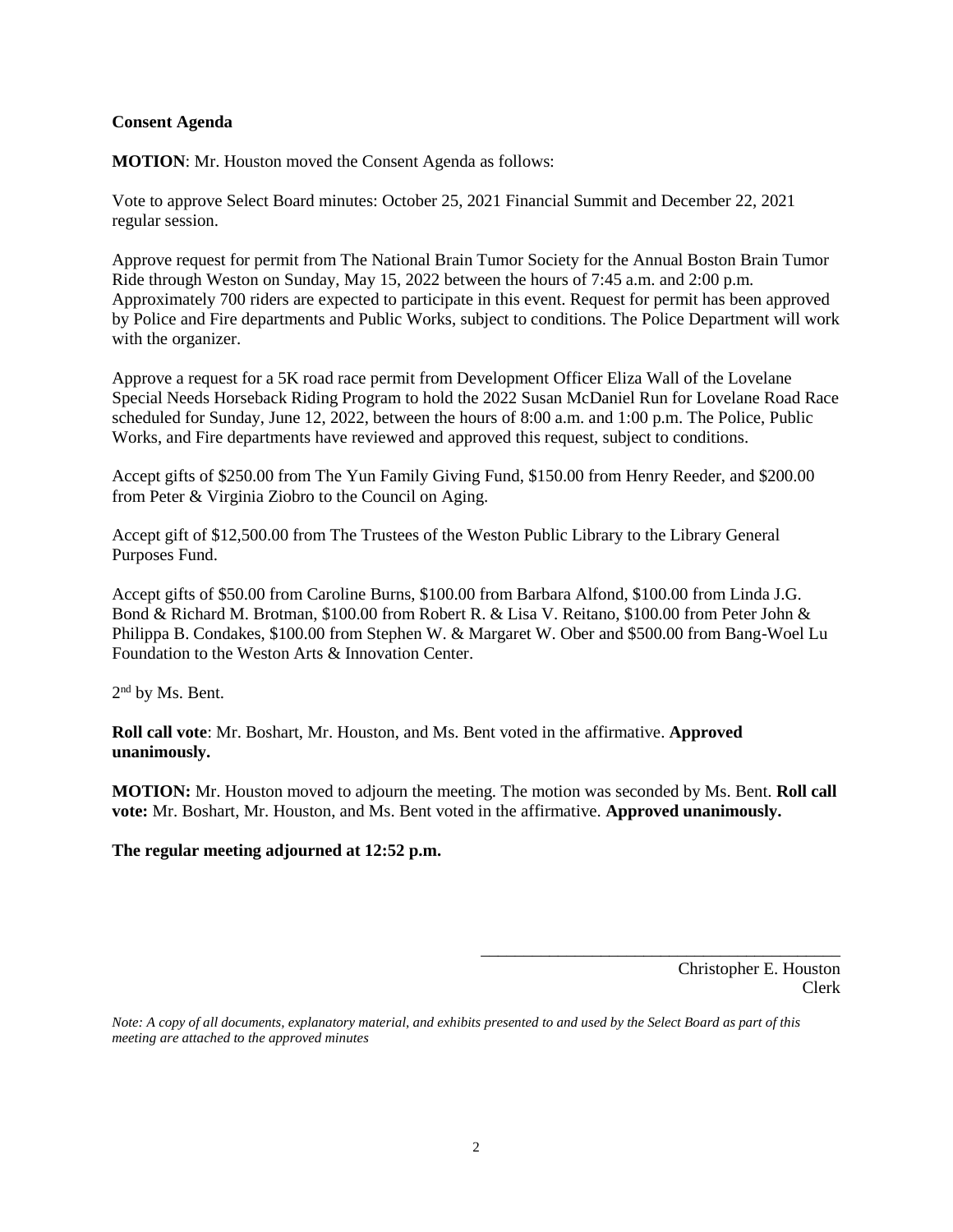**Consent Agenda**

**MOTION**: Mr. Houston moved the Consent Agenda as follows:

Vote to approve Select Board minutes: October 25, 2021 Financial Summit and December 22, 2021 regular session.

Approve request for permit from The National Brain Tumor Society for the Annual Boston Brain Tumor Ride through Weston on Sunday, May 15, 2022 between the hours of 7:45 a.m. and 2:00 p.m. Approximately 700 riders are expected to participate in this event. Request for permit has been approved by Police and Fire departments and Public Works, subject to conditions. The Police Department will work with the organizer.

Approve a request for a 5K road race permit from Development Officer Eliza Wall of the Lovelane Special Needs Horseback Riding Program to hold the 2022 Susan McDaniel Run for Lovelane Road Race scheduled for Sunday, June 12, 2022, between the hours of 8:00 a.m. and 1:00 p.m. The Police, Public Works, and Fire departments have reviewed and approved this request, subject to conditions.

Accept gifts of $250.00 from The Yun Family Giving Fund, $150.00 from Henry Reeder, and $200.00 from Peter & Virginia Ziobro to the Council on Aging.

Accept gift of $12,500.00 from The Trustees of the Weston Public Library to the Library General Purposes Fund.

Accept gifts of $50.00 from Caroline Burns, $100.00 from Barbara Alfond, $100.00 from Linda J.G. Bond & Richard M. Brotman, $100.00 from Robert R. & Lisa V. Reitano, $100.00 from Peter John & Philippa B. Condakes, $100.00 from Stephen W. & Margaret W. Ober and $500.00 from Bang-Woel Lu Foundation to the Weston Arts & Innovation Center.

2nd by Ms. Bent.

**Roll call vote**: Mr. Boshart, Mr. Houston, and Ms. Bent voted in the affirmative. **Approved unanimously.**

**MOTION:** Mr. Houston moved to adjourn the meeting. The motion was seconded by Ms. Bent. **Roll call vote:** Mr. Boshart, Mr. Houston, and Ms. Bent voted in the affirmative. **Approved unanimously.**

**The regular meeting adjourned at 12:52 p.m.**

\_\_\_\_\_\_\_\_\_\_\_\_\_\_\_\_\_\_\_\_\_\_\_\_\_\_\_\_\_\_\_\_\_\_\_\_\_\_\_\_

Christopher E. Houston
Clerk

*Note: A copy of all documents, explanatory material, and exhibits presented to and used by the Select Board as part of this meeting are attached to the approved minutes*